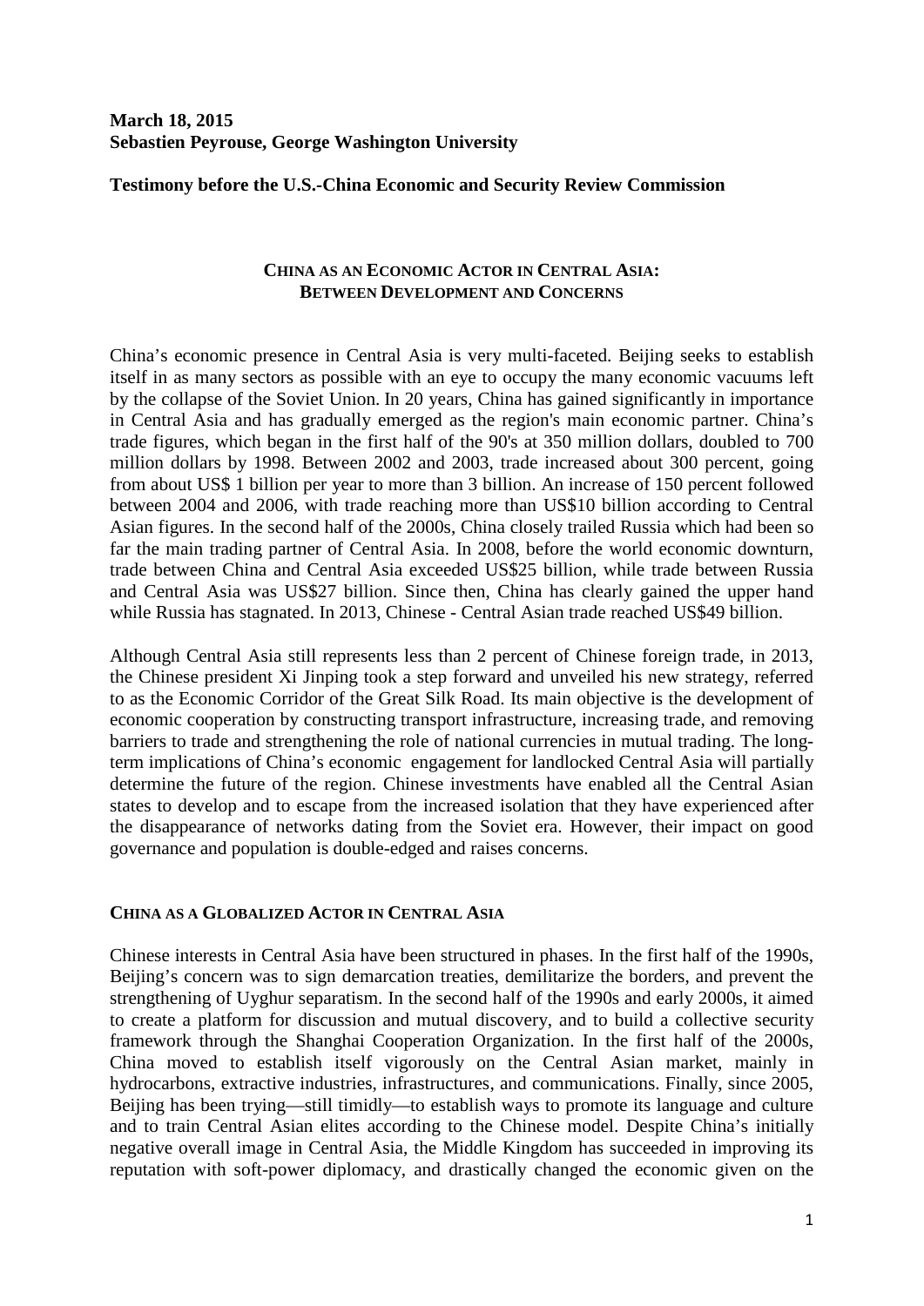**March 18, 2015**
**Sebastien Peyrouse, George Washington University**

**Testimony before the U.S.-China Economic and Security Review Commission**

# CHINA AS AN ECONOMIC ACTOR IN CENTRAL ASIA: BETWEEN DEVELOPMENT AND CONCERNS

China's economic presence in Central Asia is very multi-faceted. Beijing seeks to establish itself in as many sectors as possible with an eye to occupy the many economic vacuums left by the collapse of the Soviet Union. In 20 years, China has gained significantly in importance in Central Asia and has gradually emerged as the region's main economic partner. China's trade figures, which began in the first half of the 90's at 350 million dollars, doubled to 700 million dollars by 1998. Between 2002 and 2003, trade increased about 300 percent, going from about US$ 1 billion per year to more than 3 billion. An increase of 150 percent followed between 2004 and 2006, with trade reaching more than US$10 billion according to Central Asian figures. In the second half of the 2000s, China closely trailed Russia which had been so far the main trading partner of Central Asia. In 2008, before the world economic downturn, trade between China and Central Asia exceeded US$25 billion, while trade between Russia and Central Asia was US$27 billion. Since then, China has clearly gained the upper hand while Russia has stagnated. In 2013, Chinese - Central Asian trade reached US$49 billion.

Although Central Asia still represents less than 2 percent of Chinese foreign trade, in 2013, the Chinese president Xi Jinping took a step forward and unveiled his new strategy, referred to as the Economic Corridor of the Great Silk Road. Its main objective is the development of economic cooperation by constructing transport infrastructure, increasing trade, and removing barriers to trade and strengthening the role of national currencies in mutual trading. The long-term implications of China's economic engagement for landlocked Central Asia will partially determine the future of the region. Chinese investments have enabled all the Central Asian states to develop and to escape from the increased isolation that they have experienced after the disappearance of networks dating from the Soviet era. However, their impact on good governance and population is double-edged and raises concerns.

## CHINA AS A GLOBALIZED ACTOR IN CENTRAL ASIA

Chinese interests in Central Asia have been structured in phases. In the first half of the 1990s, Beijing's concern was to sign demarcation treaties, demilitarize the borders, and prevent the strengthening of Uyghur separatism. In the second half of the 1990s and early 2000s, it aimed to create a platform for discussion and mutual discovery, and to build a collective security framework through the Shanghai Cooperation Organization. In the first half of the 2000s, China moved to establish itself vigorously on the Central Asian market, mainly in hydrocarbons, extractive industries, infrastructures, and communications. Finally, since 2005, Beijing has been trying—still timidly—to establish ways to promote its language and culture and to train Central Asian elites according to the Chinese model. Despite China's initially negative overall image in Central Asia, the Middle Kingdom has succeeded in improving its reputation with soft-power diplomacy, and drastically changed the economic given on the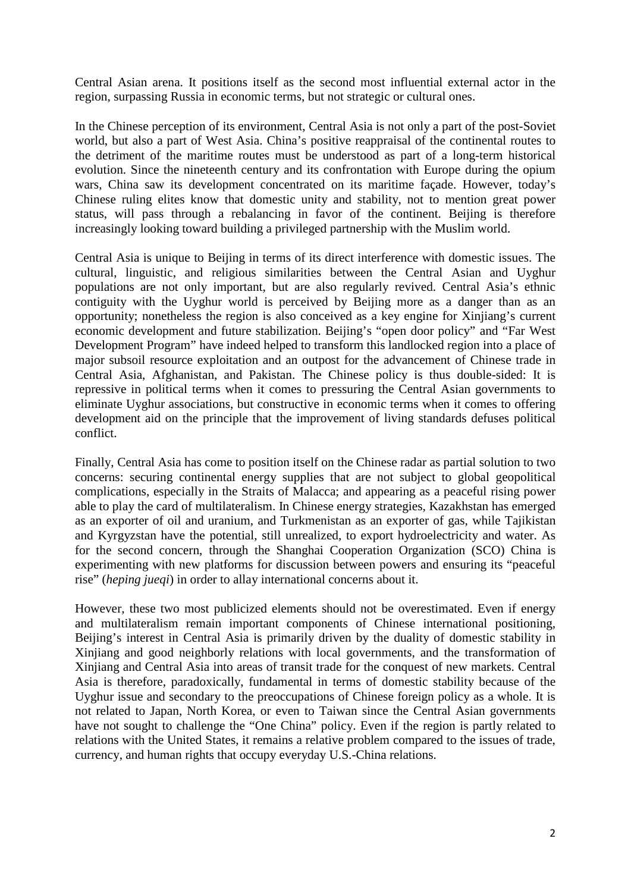Central Asian arena. It positions itself as the second most influential external actor in the region, surpassing Russia in economic terms, but not strategic or cultural ones.

In the Chinese perception of its environment, Central Asia is not only a part of the post-Soviet world, but also a part of West Asia. China's positive reappraisal of the continental routes to the detriment of the maritime routes must be understood as part of a long-term historical evolution. Since the nineteenth century and its confrontation with Europe during the opium wars, China saw its development concentrated on its maritime façade. However, today's Chinese ruling elites know that domestic unity and stability, not to mention great power status, will pass through a rebalancing in favor of the continent. Beijing is therefore increasingly looking toward building a privileged partnership with the Muslim world.

Central Asia is unique to Beijing in terms of its direct interference with domestic issues. The cultural, linguistic, and religious similarities between the Central Asian and Uyghur populations are not only important, but are also regularly revived. Central Asia's ethnic contiguity with the Uyghur world is perceived by Beijing more as a danger than as an opportunity; nonetheless the region is also conceived as a key engine for Xinjiang's current economic development and future stabilization. Beijing's "open door policy" and "Far West Development Program" have indeed helped to transform this landlocked region into a place of major subsoil resource exploitation and an outpost for the advancement of Chinese trade in Central Asia, Afghanistan, and Pakistan. The Chinese policy is thus double-sided: It is repressive in political terms when it comes to pressuring the Central Asian governments to eliminate Uyghur associations, but constructive in economic terms when it comes to offering development aid on the principle that the improvement of living standards defuses political conflict.

Finally, Central Asia has come to position itself on the Chinese radar as partial solution to two concerns: securing continental energy supplies that are not subject to global geopolitical complications, especially in the Straits of Malacca; and appearing as a peaceful rising power able to play the card of multilateralism. In Chinese energy strategies, Kazakhstan has emerged as an exporter of oil and uranium, and Turkmenistan as an exporter of gas, while Tajikistan and Kyrgyzstan have the potential, still unrealized, to export hydroelectricity and water. As for the second concern, through the Shanghai Cooperation Organization (SCO) China is experimenting with new platforms for discussion between powers and ensuring its "peaceful rise" (*heping jueqi*) in order to allay international concerns about it.

However, these two most publicized elements should not be overestimated. Even if energy and multilateralism remain important components of Chinese international positioning, Beijing's interest in Central Asia is primarily driven by the duality of domestic stability in Xinjiang and good neighborly relations with local governments, and the transformation of Xinjiang and Central Asia into areas of transit trade for the conquest of new markets. Central Asia is therefore, paradoxically, fundamental in terms of domestic stability because of the Uyghur issue and secondary to the preoccupations of Chinese foreign policy as a whole. It is not related to Japan, North Korea, or even to Taiwan since the Central Asian governments have not sought to challenge the "One China" policy. Even if the region is partly related to relations with the United States, it remains a relative problem compared to the issues of trade, currency, and human rights that occupy everyday U.S.-China relations.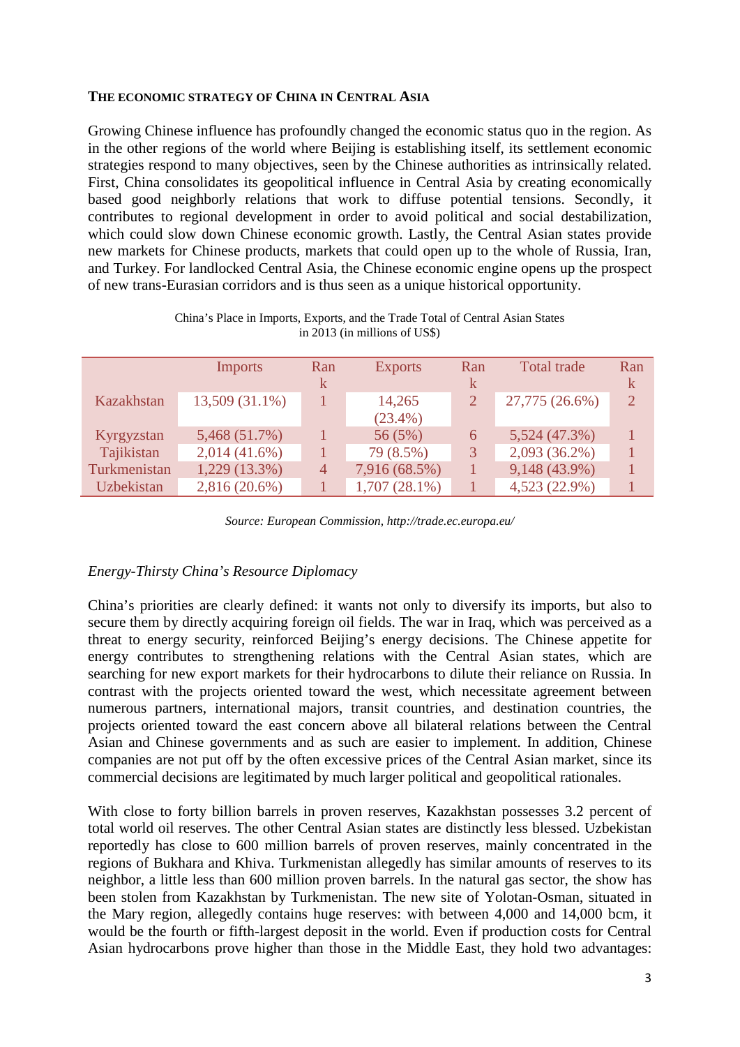**The economic strategy of China in Central Asia**

Growing Chinese influence has profoundly changed the economic status quo in the region. As in the other regions of the world where Beijing is establishing itself, its settlement economic strategies respond to many objectives, seen by the Chinese authorities as intrinsically related. First, China consolidates its geopolitical influence in Central Asia by creating economically based good neighborly relations that work to diffuse potential tensions. Secondly, it contributes to regional development in order to avoid political and social destabilization, which could slow down Chinese economic growth. Lastly, the Central Asian states provide new markets for Chinese products, markets that could open up to the whole of Russia, Iran, and Turkey. For landlocked Central Asia, the Chinese economic engine opens up the prospect of new trans-Eurasian corridors and is thus seen as a unique historical opportunity.

China's Place in Imports, Exports, and the Trade Total of Central Asian States in 2013 (in millions of US$)

| | Imports | Rank | Exports | Rank | Total trade | Rank |
|---|---|---|---|---|---|---|
| Kazakhstan | 13,509 (31.1%) | 1 | 14,265 (23.4%) | 2 | 27,775 (26.6%) | 2 |
| Kyrgyzstan | 5,468 (51.7%) | 1 | 56 (5%) | 6 | 5,524 (47.3%) | 1 |
| Tajikistan | 2,014 (41.6%) | 1 | 79 (8.5%) | 3 | 2,093 (36.2%) | 1 |
| Turkmenistan | 1,229 (13.3%) | 4 | 7,916 (68.5%) | 1 | 9,148 (43.9%) | 1 |
| Uzbekistan | 2,816 (20.6%) | 1 | 1,707 (28.1%) | 1 | 4,523 (22.9%) | 1 |

*Source: European Commission, http://trade.ec.europa.eu/*

*Energy-Thirsty China's Resource Diplomacy*

China's priorities are clearly defined: it wants not only to diversify its imports, but also to secure them by directly acquiring foreign oil fields. The war in Iraq, which was perceived as a threat to energy security, reinforced Beijing's energy decisions. The Chinese appetite for energy contributes to strengthening relations with the Central Asian states, which are searching for new export markets for their hydrocarbons to dilute their reliance on Russia. In contrast with the projects oriented toward the west, which necessitate agreement between numerous partners, international majors, transit countries, and destination countries, the projects oriented toward the east concern above all bilateral relations between the Central Asian and Chinese governments and as such are easier to implement. In addition, Chinese companies are not put off by the often excessive prices of the Central Asian market, since its commercial decisions are legitimated by much larger political and geopolitical rationales.

With close to forty billion barrels in proven reserves, Kazakhstan possesses 3.2 percent of total world oil reserves. The other Central Asian states are distinctly less blessed. Uzbekistan reportedly has close to 600 million barrels of proven reserves, mainly concentrated in the regions of Bukhara and Khiva. Turkmenistan allegedly has similar amounts of reserves to its neighbor, a little less than 600 million proven barrels. In the natural gas sector, the show has been stolen from Kazakhstan by Turkmenistan. The new site of Yolotan-Osman, situated in the Mary region, allegedly contains huge reserves: with between 4,000 and 14,000 bcm, it would be the fourth or fifth-largest deposit in the world. Even if production costs for Central Asian hydrocarbons prove higher than those in the Middle East, they hold two advantages: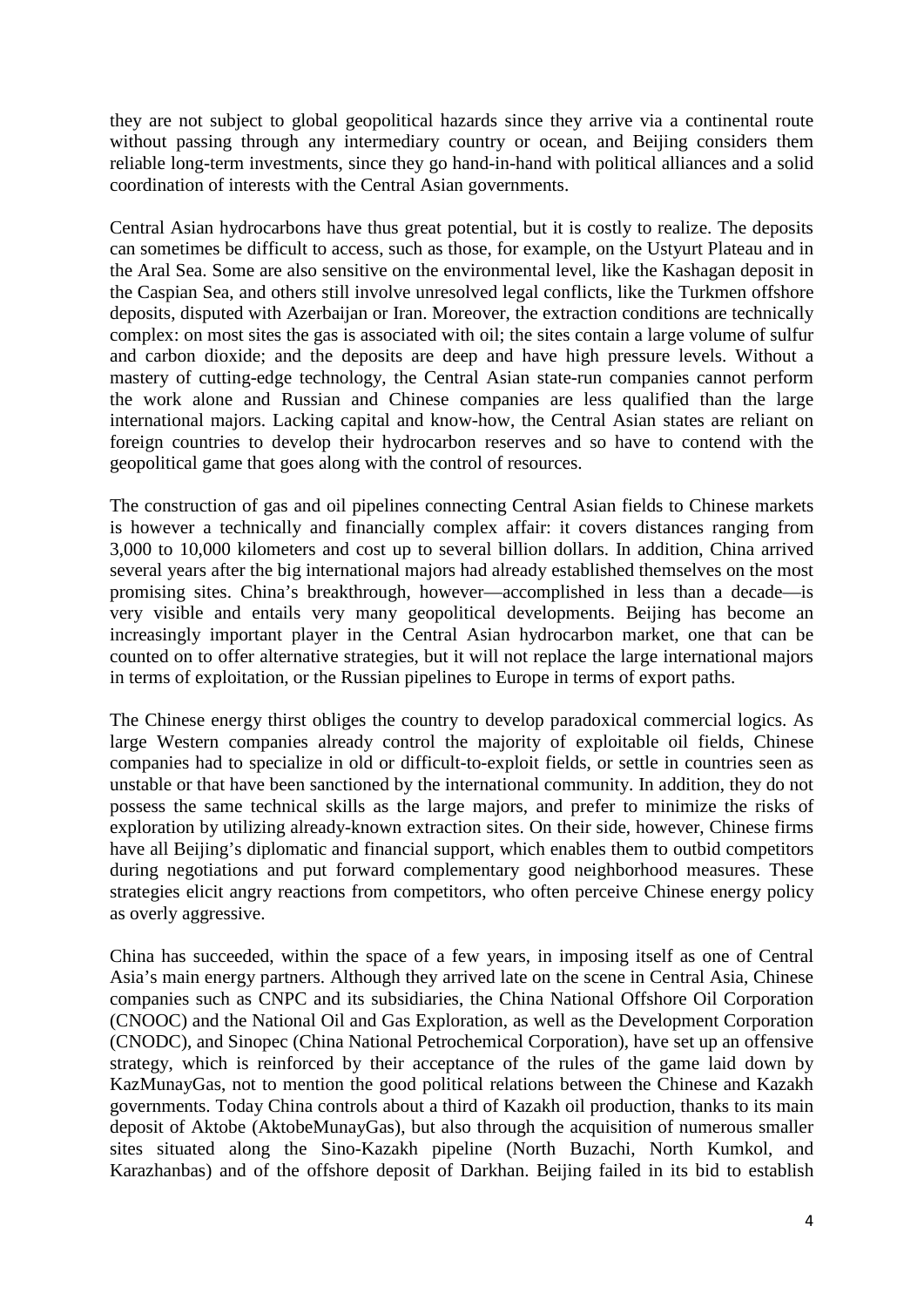they are not subject to global geopolitical hazards since they arrive via a continental route without passing through any intermediary country or ocean, and Beijing considers them reliable long-term investments, since they go hand-in-hand with political alliances and a solid coordination of interests with the Central Asian governments.

Central Asian hydrocarbons have thus great potential, but it is costly to realize. The deposits can sometimes be difficult to access, such as those, for example, on the Ustyurt Plateau and in the Aral Sea. Some are also sensitive on the environmental level, like the Kashagan deposit in the Caspian Sea, and others still involve unresolved legal conflicts, like the Turkmen offshore deposits, disputed with Azerbaijan or Iran. Moreover, the extraction conditions are technically complex: on most sites the gas is associated with oil; the sites contain a large volume of sulfur and carbon dioxide; and the deposits are deep and have high pressure levels. Without a mastery of cutting-edge technology, the Central Asian state-run companies cannot perform the work alone and Russian and Chinese companies are less qualified than the large international majors. Lacking capital and know-how, the Central Asian states are reliant on foreign countries to develop their hydrocarbon reserves and so have to contend with the geopolitical game that goes along with the control of resources.

The construction of gas and oil pipelines connecting Central Asian fields to Chinese markets is however a technically and financially complex affair: it covers distances ranging from 3,000 to 10,000 kilometers and cost up to several billion dollars. In addition, China arrived several years after the big international majors had already established themselves on the most promising sites. China's breakthrough, however—accomplished in less than a decade—is very visible and entails very many geopolitical developments. Beijing has become an increasingly important player in the Central Asian hydrocarbon market, one that can be counted on to offer alternative strategies, but it will not replace the large international majors in terms of exploitation, or the Russian pipelines to Europe in terms of export paths.

The Chinese energy thirst obliges the country to develop paradoxical commercial logics. As large Western companies already control the majority of exploitable oil fields, Chinese companies had to specialize in old or difficult-to-exploit fields, or settle in countries seen as unstable or that have been sanctioned by the international community. In addition, they do not possess the same technical skills as the large majors, and prefer to minimize the risks of exploration by utilizing already-known extraction sites. On their side, however, Chinese firms have all Beijing's diplomatic and financial support, which enables them to outbid competitors during negotiations and put forward complementary good neighborhood measures. These strategies elicit angry reactions from competitors, who often perceive Chinese energy policy as overly aggressive.

China has succeeded, within the space of a few years, in imposing itself as one of Central Asia's main energy partners. Although they arrived late on the scene in Central Asia, Chinese companies such as CNPC and its subsidiaries, the China National Offshore Oil Corporation (CNOOC) and the National Oil and Gas Exploration, as well as the Development Corporation (CNODC), and Sinopec (China National Petrochemical Corporation), have set up an offensive strategy, which is reinforced by their acceptance of the rules of the game laid down by KazMunayGas, not to mention the good political relations between the Chinese and Kazakh governments. Today China controls about a third of Kazakh oil production, thanks to its main deposit of Aktobe (AktobeMunayGas), but also through the acquisition of numerous smaller sites situated along the Sino-Kazakh pipeline (North Buzachi, North Kumkol, and Karazhanbas) and of the offshore deposit of Darkhan. Beijing failed in its bid to establish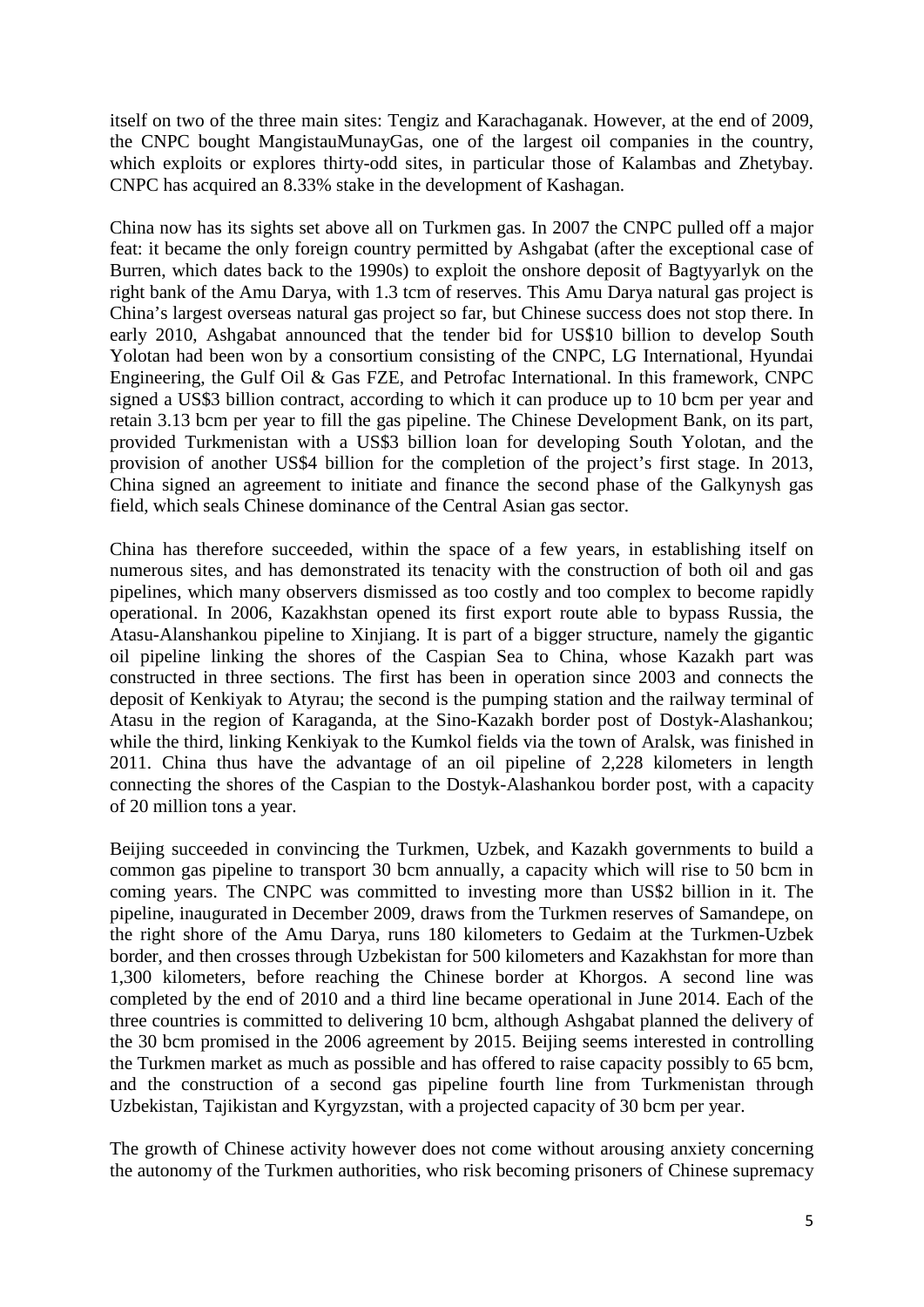itself on two of the three main sites: Tengiz and Karachaganak. However, at the end of 2009, the CNPC bought MangistauMunayGas, one of the largest oil companies in the country, which exploits or explores thirty-odd sites, in particular those of Kalambas and Zhetybay. CNPC has acquired an 8.33% stake in the development of Kashagan.

China now has its sights set above all on Turkmen gas. In 2007 the CNPC pulled off a major feat: it became the only foreign country permitted by Ashgabat (after the exceptional case of Burren, which dates back to the 1990s) to exploit the onshore deposit of Bagtyyarlyk on the right bank of the Amu Darya, with 1.3 tcm of reserves. This Amu Darya natural gas project is China's largest overseas natural gas project so far, but Chinese success does not stop there. In early 2010, Ashgabat announced that the tender bid for US$10 billion to develop South Yolotan had been won by a consortium consisting of the CNPC, LG International, Hyundai Engineering, the Gulf Oil & Gas FZE, and Petrofac International. In this framework, CNPC signed a US$3 billion contract, according to which it can produce up to 10 bcm per year and retain 3.13 bcm per year to fill the gas pipeline. The Chinese Development Bank, on its part, provided Turkmenistan with a US$3 billion loan for developing South Yolotan, and the provision of another US$4 billion for the completion of the project's first stage. In 2013, China signed an agreement to initiate and finance the second phase of the Galkynysh gas field, which seals Chinese dominance of the Central Asian gas sector.

China has therefore succeeded, within the space of a few years, in establishing itself on numerous sites, and has demonstrated its tenacity with the construction of both oil and gas pipelines, which many observers dismissed as too costly and too complex to become rapidly operational. In 2006, Kazakhstan opened its first export route able to bypass Russia, the Atasu-Alanshankou pipeline to Xinjiang. It is part of a bigger structure, namely the gigantic oil pipeline linking the shores of the Caspian Sea to China, whose Kazakh part was constructed in three sections. The first has been in operation since 2003 and connects the deposit of Kenkiyak to Atyrau; the second is the pumping station and the railway terminal of Atasu in the region of Karaganda, at the Sino-Kazakh border post of Dostyk-Alashankou; while the third, linking Kenkiyak to the Kumkol fields via the town of Aralsk, was finished in 2011. China thus have the advantage of an oil pipeline of 2,228 kilometers in length connecting the shores of the Caspian to the Dostyk-Alashankou border post, with a capacity of 20 million tons a year.

Beijing succeeded in convincing the Turkmen, Uzbek, and Kazakh governments to build a common gas pipeline to transport 30 bcm annually, a capacity which will rise to 50 bcm in coming years. The CNPC was committed to investing more than US$2 billion in it. The pipeline, inaugurated in December 2009, draws from the Turkmen reserves of Samandepe, on the right shore of the Amu Darya, runs 180 kilometers to Gedaim at the Turkmen-Uzbek border, and then crosses through Uzbekistan for 500 kilometers and Kazakhstan for more than 1,300 kilometers, before reaching the Chinese border at Khorgos. A second line was completed by the end of 2010 and a third line became operational in June 2014. Each of the three countries is committed to delivering 10 bcm, although Ashgabat planned the delivery of the 30 bcm promised in the 2006 agreement by 2015. Beijing seems interested in controlling the Turkmen market as much as possible and has offered to raise capacity possibly to 65 bcm, and the construction of a second gas pipeline fourth line from Turkmenistan through Uzbekistan, Tajikistan and Kyrgyzstan, with a projected capacity of 30 bcm per year.

The growth of Chinese activity however does not come without arousing anxiety concerning the autonomy of the Turkmen authorities, who risk becoming prisoners of Chinese supremacy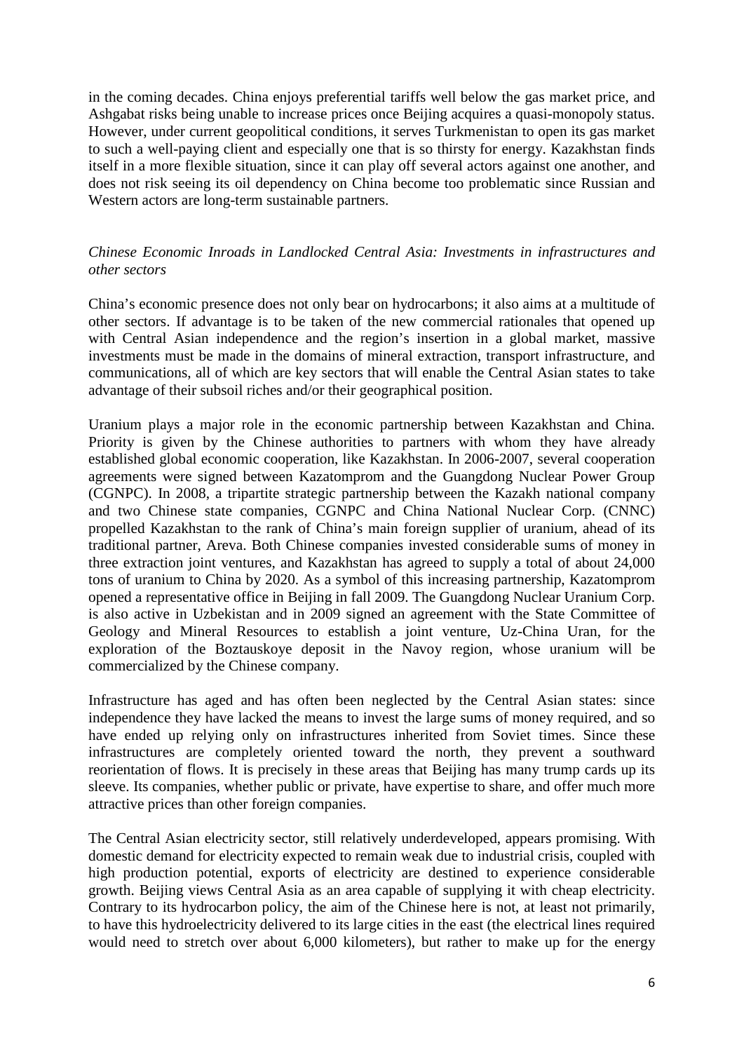in the coming decades. China enjoys preferential tariffs well below the gas market price, and Ashgabat risks being unable to increase prices once Beijing acquires a quasi-monopoly status. However, under current geopolitical conditions, it serves Turkmenistan to open its gas market to such a well-paying client and especially one that is so thirsty for energy. Kazakhstan finds itself in a more flexible situation, since it can play off several actors against one another, and does not risk seeing its oil dependency on China become too problematic since Russian and Western actors are long-term sustainable partners.

*Chinese Economic Inroads in Landlocked Central Asia: Investments in infrastructures and other sectors*

China's economic presence does not only bear on hydrocarbons; it also aims at a multitude of other sectors. If advantage is to be taken of the new commercial rationales that opened up with Central Asian independence and the region's insertion in a global market, massive investments must be made in the domains of mineral extraction, transport infrastructure, and communications, all of which are key sectors that will enable the Central Asian states to take advantage of their subsoil riches and/or their geographical position.

Uranium plays a major role in the economic partnership between Kazakhstan and China. Priority is given by the Chinese authorities to partners with whom they have already established global economic cooperation, like Kazakhstan. In 2006-2007, several cooperation agreements were signed between Kazatomprom and the Guangdong Nuclear Power Group (CGNPC). In 2008, a tripartite strategic partnership between the Kazakh national company and two Chinese state companies, CGNPC and China National Nuclear Corp. (CNNC) propelled Kazakhstan to the rank of China's main foreign supplier of uranium, ahead of its traditional partner, Areva. Both Chinese companies invested considerable sums of money in three extraction joint ventures, and Kazakhstan has agreed to supply a total of about 24,000 tons of uranium to China by 2020. As a symbol of this increasing partnership, Kazatomprom opened a representative office in Beijing in fall 2009. The Guangdong Nuclear Uranium Corp. is also active in Uzbekistan and in 2009 signed an agreement with the State Committee of Geology and Mineral Resources to establish a joint venture, Uz-China Uran, for the exploration of the Boztauskoye deposit in the Navoy region, whose uranium will be commercialized by the Chinese company.

Infrastructure has aged and has often been neglected by the Central Asian states: since independence they have lacked the means to invest the large sums of money required, and so have ended up relying only on infrastructures inherited from Soviet times. Since these infrastructures are completely oriented toward the north, they prevent a southward reorientation of flows. It is precisely in these areas that Beijing has many trump cards up its sleeve. Its companies, whether public or private, have expertise to share, and offer much more attractive prices than other foreign companies.

The Central Asian electricity sector, still relatively underdeveloped, appears promising. With domestic demand for electricity expected to remain weak due to industrial crisis, coupled with high production potential, exports of electricity are destined to experience considerable growth. Beijing views Central Asia as an area capable of supplying it with cheap electricity. Contrary to its hydrocarbon policy, the aim of the Chinese here is not, at least not primarily, to have this hydroelectricity delivered to its large cities in the east (the electrical lines required would need to stretch over about 6,000 kilometers), but rather to make up for the energy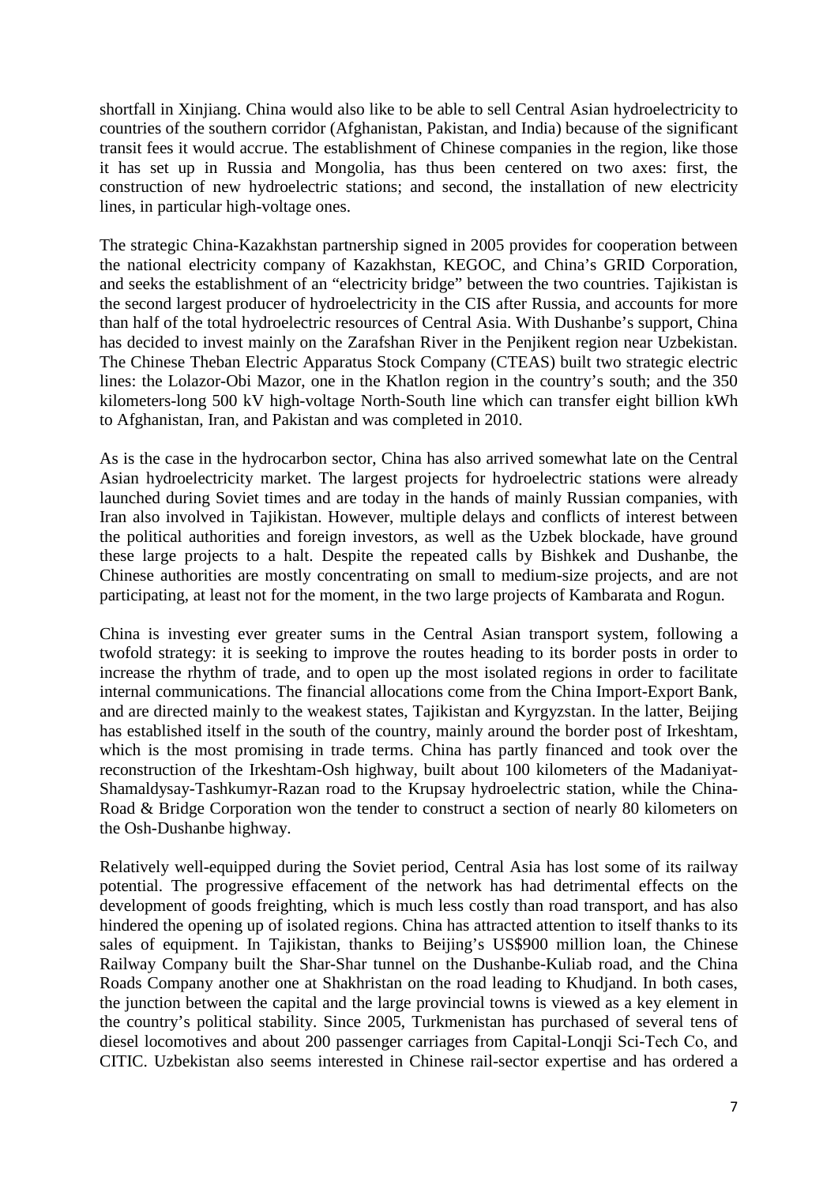shortfall in Xinjiang. China would also like to be able to sell Central Asian hydroelectricity to countries of the southern corridor (Afghanistan, Pakistan, and India) because of the significant transit fees it would accrue. The establishment of Chinese companies in the region, like those it has set up in Russia and Mongolia, has thus been centered on two axes: first, the construction of new hydroelectric stations; and second, the installation of new electricity lines, in particular high-voltage ones.

The strategic China-Kazakhstan partnership signed in 2005 provides for cooperation between the national electricity company of Kazakhstan, KEGOC, and China's GRID Corporation, and seeks the establishment of an "electricity bridge" between the two countries. Tajikistan is the second largest producer of hydroelectricity in the CIS after Russia, and accounts for more than half of the total hydroelectric resources of Central Asia. With Dushanbe's support, China has decided to invest mainly on the Zarafshan River in the Penjikent region near Uzbekistan. The Chinese Theban Electric Apparatus Stock Company (CTEAS) built two strategic electric lines: the Lolazor-Obi Mazor, one in the Khatlon region in the country's south; and the 350 kilometers-long 500 kV high-voltage North-South line which can transfer eight billion kWh to Afghanistan, Iran, and Pakistan and was completed in 2010.

As is the case in the hydrocarbon sector, China has also arrived somewhat late on the Central Asian hydroelectricity market. The largest projects for hydroelectric stations were already launched during Soviet times and are today in the hands of mainly Russian companies, with Iran also involved in Tajikistan. However, multiple delays and conflicts of interest between the political authorities and foreign investors, as well as the Uzbek blockade, have ground these large projects to a halt. Despite the repeated calls by Bishkek and Dushanbe, the Chinese authorities are mostly concentrating on small to medium-size projects, and are not participating, at least not for the moment, in the two large projects of Kambarata and Rogun.

China is investing ever greater sums in the Central Asian transport system, following a twofold strategy: it is seeking to improve the routes heading to its border posts in order to increase the rhythm of trade, and to open up the most isolated regions in order to facilitate internal communications. The financial allocations come from the China Import-Export Bank, and are directed mainly to the weakest states, Tajikistan and Kyrgyzstan. In the latter, Beijing has established itself in the south of the country, mainly around the border post of Irkeshtam, which is the most promising in trade terms. China has partly financed and took over the reconstruction of the Irkeshtam-Osh highway, built about 100 kilometers of the Madaniyat-Shamaldysay-Tashkumyr-Razan road to the Krupsay hydroelectric station, while the China-Road & Bridge Corporation won the tender to construct a section of nearly 80 kilometers on the Osh-Dushanbe highway.

Relatively well-equipped during the Soviet period, Central Asia has lost some of its railway potential. The progressive effacement of the network has had detrimental effects on the development of goods freighting, which is much less costly than road transport, and has also hindered the opening up of isolated regions. China has attracted attention to itself thanks to its sales of equipment. In Tajikistan, thanks to Beijing's US$900 million loan, the Chinese Railway Company built the Shar-Shar tunnel on the Dushanbe-Kuliab road, and the China Roads Company another one at Shakhristan on the road leading to Khudjand. In both cases, the junction between the capital and the large provincial towns is viewed as a key element in the country's political stability. Since 2005, Turkmenistan has purchased of several tens of diesel locomotives and about 200 passenger carriages from Capital-Lonqji Sci-Tech Co, and CITIC. Uzbekistan also seems interested in Chinese rail-sector expertise and has ordered a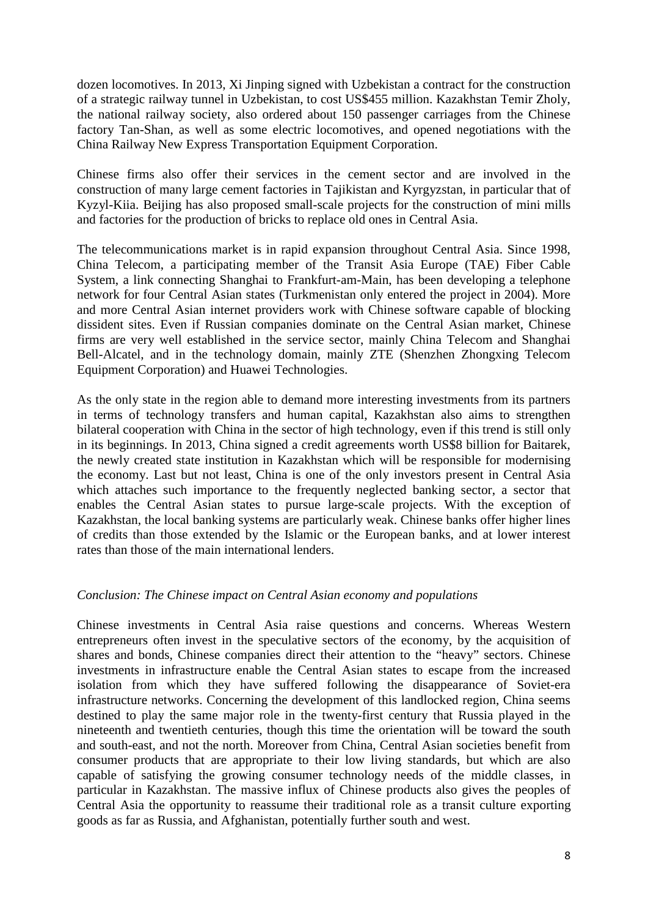dozen locomotives. In 2013, Xi Jinping signed with Uzbekistan a contract for the construction of a strategic railway tunnel in Uzbekistan, to cost US$455 million. Kazakhstan Temir Zholy, the national railway society, also ordered about 150 passenger carriages from the Chinese factory Tan-Shan, as well as some electric locomotives, and opened negotiations with the China Railway New Express Transportation Equipment Corporation.

Chinese firms also offer their services in the cement sector and are involved in the construction of many large cement factories in Tajikistan and Kyrgyzstan, in particular that of Kyzyl-Kiia. Beijing has also proposed small-scale projects for the construction of mini mills and factories for the production of bricks to replace old ones in Central Asia.

The telecommunications market is in rapid expansion throughout Central Asia. Since 1998, China Telecom, a participating member of the Transit Asia Europe (TAE) Fiber Cable System, a link connecting Shanghai to Frankfurt-am-Main, has been developing a telephone network for four Central Asian states (Turkmenistan only entered the project in 2004). More and more Central Asian internet providers work with Chinese software capable of blocking dissident sites. Even if Russian companies dominate on the Central Asian market, Chinese firms are very well established in the service sector, mainly China Telecom and Shanghai Bell-Alcatel, and in the technology domain, mainly ZTE (Shenzhen Zhongxing Telecom Equipment Corporation) and Huawei Technologies.

As the only state in the region able to demand more interesting investments from its partners in terms of technology transfers and human capital, Kazakhstan also aims to strengthen bilateral cooperation with China in the sector of high technology, even if this trend is still only in its beginnings. In 2013, China signed a credit agreements worth US$8 billion for Baitarek, the newly created state institution in Kazakhstan which will be responsible for modernising the economy. Last but not least, China is one of the only investors present in Central Asia which attaches such importance to the frequently neglected banking sector, a sector that enables the Central Asian states to pursue large-scale projects. With the exception of Kazakhstan, the local banking systems are particularly weak. Chinese banks offer higher lines of credits than those extended by the Islamic or the European banks, and at lower interest rates than those of the main international lenders.

### *Conclusion: The Chinese impact on Central Asian economy and populations*

Chinese investments in Central Asia raise questions and concerns. Whereas Western entrepreneurs often invest in the speculative sectors of the economy, by the acquisition of shares and bonds, Chinese companies direct their attention to the "heavy" sectors. Chinese investments in infrastructure enable the Central Asian states to escape from the increased isolation from which they have suffered following the disappearance of Soviet-era infrastructure networks. Concerning the development of this landlocked region, China seems destined to play the same major role in the twenty-first century that Russia played in the nineteenth and twentieth centuries, though this time the orientation will be toward the south and south-east, and not the north. Moreover from China, Central Asian societies benefit from consumer products that are appropriate to their low living standards, but which are also capable of satisfying the growing consumer technology needs of the middle classes, in particular in Kazakhstan. The massive influx of Chinese products also gives the peoples of Central Asia the opportunity to reassume their traditional role as a transit culture exporting goods as far as Russia, and Afghanistan, potentially further south and west.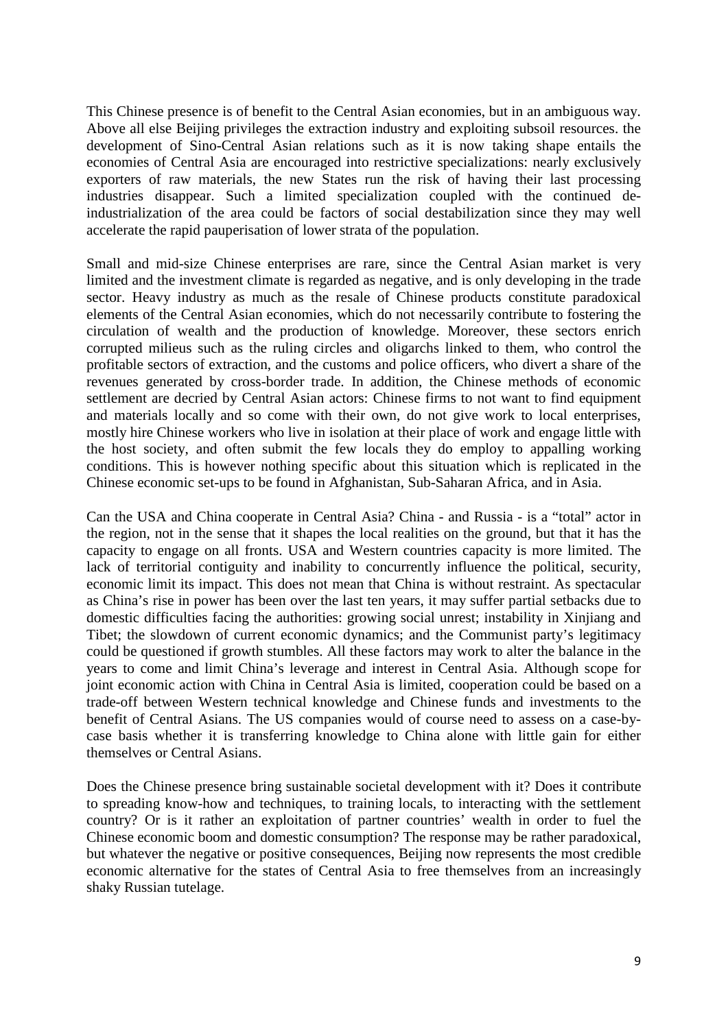This Chinese presence is of benefit to the Central Asian economies, but in an ambiguous way. Above all else Beijing privileges the extraction industry and exploiting subsoil resources. the development of Sino-Central Asian relations such as it is now taking shape entails the economies of Central Asia are encouraged into restrictive specializations: nearly exclusively exporters of raw materials, the new States run the risk of having their last processing industries disappear. Such a limited specialization coupled with the continued de-industrialization of the area could be factors of social destabilization since they may well accelerate the rapid pauperisation of lower strata of the population.

Small and mid-size Chinese enterprises are rare, since the Central Asian market is very limited and the investment climate is regarded as negative, and is only developing in the trade sector. Heavy industry as much as the resale of Chinese products constitute paradoxical elements of the Central Asian economies, which do not necessarily contribute to fostering the circulation of wealth and the production of knowledge. Moreover, these sectors enrich corrupted milieus such as the ruling circles and oligarchs linked to them, who control the profitable sectors of extraction, and the customs and police officers, who divert a share of the revenues generated by cross-border trade. In addition, the Chinese methods of economic settlement are decried by Central Asian actors: Chinese firms to not want to find equipment and materials locally and so come with their own, do not give work to local enterprises, mostly hire Chinese workers who live in isolation at their place of work and engage little with the host society, and often submit the few locals they do employ to appalling working conditions. This is however nothing specific about this situation which is replicated in the Chinese economic set-ups to be found in Afghanistan, Sub-Saharan Africa, and in Asia.

Can the USA and China cooperate in Central Asia? China - and Russia - is a "total" actor in the region, not in the sense that it shapes the local realities on the ground, but that it has the capacity to engage on all fronts. USA and Western countries capacity is more limited. The lack of territorial contiguity and inability to concurrently influence the political, security, economic limit its impact. This does not mean that China is without restraint. As spectacular as China's rise in power has been over the last ten years, it may suffer partial setbacks due to domestic difficulties facing the authorities: growing social unrest; instability in Xinjiang and Tibet; the slowdown of current economic dynamics; and the Communist party's legitimacy could be questioned if growth stumbles. All these factors may work to alter the balance in the years to come and limit China's leverage and interest in Central Asia. Although scope for joint economic action with China in Central Asia is limited, cooperation could be based on a trade-off between Western technical knowledge and Chinese funds and investments to the benefit of Central Asians. The US companies would of course need to assess on a case-by-case basis whether it is transferring knowledge to China alone with little gain for either themselves or Central Asians.

Does the Chinese presence bring sustainable societal development with it? Does it contribute to spreading know-how and techniques, to training locals, to interacting with the settlement country? Or is it rather an exploitation of partner countries' wealth in order to fuel the Chinese economic boom and domestic consumption? The response may be rather paradoxical, but whatever the negative or positive consequences, Beijing now represents the most credible economic alternative for the states of Central Asia to free themselves from an increasingly shaky Russian tutelage.